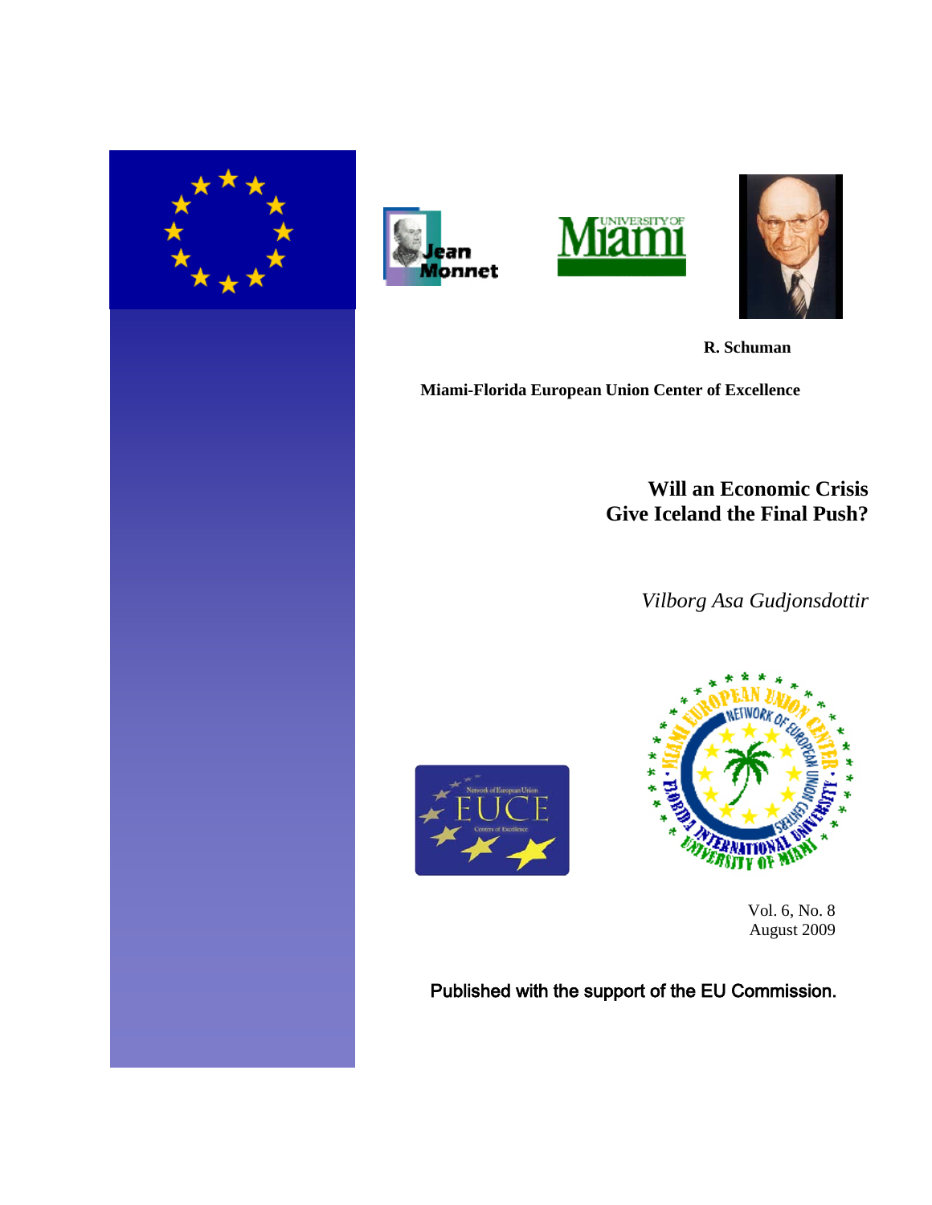R. Schuman

**Miami-Florida European Union Center of Excellence**

# Will an Economic Crisis Give Iceland the Final Push?

*Vilborg Asa Gudjonsdottir*

Vol. 6, No. 8
August 2009

Published with the support of the EU Commission.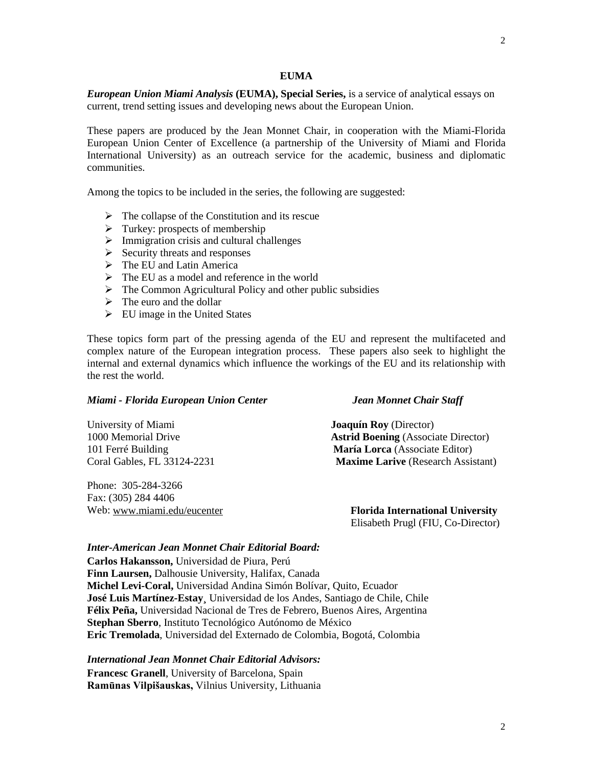# EUMA

***European Union Miami Analysis* (EUMA), Special Series,** is a service of analytical essays on current, trend setting issues and developing news about the European Union.

These papers are produced by the Jean Monnet Chair, in cooperation with the Miami-Florida European Union Center of Excellence (a partnership of the University of Miami and Florida International University) as an outreach service for the academic, business and diplomatic communities.

Among the topics to be included in the series, the following are suggested:

- The collapse of the Constitution and its rescue
- Turkey: prospects of membership
- Immigration crisis and cultural challenges
- Security threats and responses
- The EU and Latin America
- The EU as a model and reference in the world
- The Common Agricultural Policy and other public subsidies
- The euro and the dollar
- EU image in the United States

These topics form part of the pressing agenda of the EU and represent the multifaceted and complex nature of the European integration process. These papers also seek to highlight the internal and external dynamics which influence the workings of the EU and its relationship with the rest the world.

***Miami - Florida European Union Center***

University of Miami
1000 Memorial Drive
101 Ferré Building
Coral Gables, FL 33124-2231

Phone: 305-284-3266
Fax: (305) 284 4406
Web: www.miami.edu/eucenter

***Jean Monnet Chair Staff***

**Joaquín Roy** (Director)
**Astrid Boening** (Associate Director)
**María Lorca** (Associate Editor)
**Maxime Larive** (Research Assistant)

**Florida International University**
Elisabeth Prugl (FIU, Co-Director)

***Inter-American Jean Monnet Chair Editorial Board:***

**Carlos Hakansson,** Universidad de Piura, Perú
**Finn Laursen,** Dalhousie University, Halifax, Canada
**Michel Levi-Coral,** Universidad Andina Simón Bolívar, Quito, Ecuador
**José Luis Martínez-Estay**¸ Universidad de los Andes, Santiago de Chile, Chile
**Félix Peña,** Universidad Nacional de Tres de Febrero, Buenos Aires, Argentina
**Stephan Sberro**, Instituto Tecnológico Autónomo de México
**Eric Tremolada**, Universidad del Externado de Colombia, Bogotá, Colombia

***International Jean Monnet Chair Editorial Advisors:***

**Francesc Granell**, University of Barcelona, Spain
**Ramūnas Vilpišauskas,** Vilnius University, Lithuania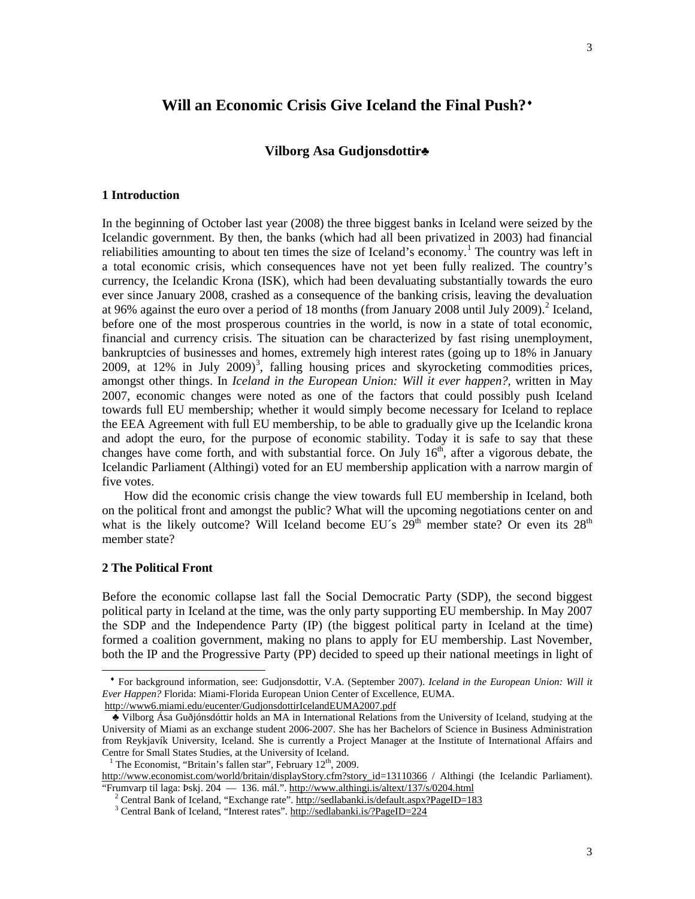# Will an Economic Crisis Give Iceland the Final Push?[♦]

**Vilborg Asa Gudjonsdottir[♣]**

## 1 Introduction

In the beginning of October last year (2008) the three biggest banks in Iceland were seized by the Icelandic government. By then, the banks (which had all been privatized in 2003) had financial reliabilities amounting to about ten times the size of Iceland's economy.[1] The country was left in a total economic crisis, which consequences have not yet been fully realized. The country's currency, the Icelandic Krona (ISK), which had been devaluating substantially towards the euro ever since January 2008, crashed as a consequence of the banking crisis, leaving the devaluation at 96% against the euro over a period of 18 months (from January 2008 until July 2009).[2] Iceland, before one of the most prosperous countries in the world, is now in a state of total economic, financial and currency crisis. The situation can be characterized by fast rising unemployment, bankruptcies of businesses and homes, extremely high interest rates (going up to 18% in January 2009, at 12% in July 2009)[3], falling housing prices and skyrocketing commodities prices, amongst other things. In *Iceland in the European Union: Will it ever happen?*, written in May 2007, economic changes were noted as one of the factors that could possibly push Iceland towards full EU membership; whether it would simply become necessary for Iceland to replace the EEA Agreement with full EU membership, to be able to gradually give up the Icelandic krona and adopt the euro, for the purpose of economic stability. Today it is safe to say that these changes have come forth, and with substantial force. On July 16th, after a vigorous debate, the Icelandic Parliament (Althingi) voted for an EU membership application with a narrow margin of five votes.

How did the economic crisis change the view towards full EU membership in Iceland, both on the political front and amongst the public? What will the upcoming negotiations center on and what is the likely outcome? Will Iceland become EU´s 29th member state? Or even its 28th member state?

## 2 The Political Front

Before the economic collapse last fall the Social Democratic Party (SDP), the second biggest political party in Iceland at the time, was the only party supporting EU membership. In May 2007 the SDP and the Independence Party (IP) (the biggest political party in Iceland at the time) formed a coalition government, making no plans to apply for EU membership. Last November, both the IP and the Progressive Party (PP) decided to speed up their national meetings in light of

---

[♦] For background information, see: Gudjonsdottir, V.A. (September 2007). *Iceland in the European Union: Will it Ever Happen?* Florida: Miami-Florida European Union Center of Excellence, EUMA. http://www6.miami.edu/eucenter/GudjonsdottirIcelandEUMA2007.pdf

[♣] Vilborg Ása Guðjónsdóttir holds an MA in International Relations from the University of Iceland, studying at the University of Miami as an exchange student 2006-2007. She has her Bachelors of Science in Business Administration from Reykjavík University, Iceland. She is currently a Project Manager at the Institute of International Affairs and Centre for Small States Studies, at the University of Iceland.

[1] The Economist, "Britain's fallen star", February 12th, 2009. http://www.economist.com/world/britain/displayStory.cfm?story_id=13110366 / Althingi (the Icelandic Parliament). "Frumvarp til laga: Þskj. 204 — 136. mál.". http://www.althingi.is/altext/137/s/0204.html

[2] Central Bank of Iceland, "Exchange rate". http://sedlabanki.is/default.aspx?PageID=183

[3] Central Bank of Iceland, "Interest rates". http://sedlabanki.is/?PageID=224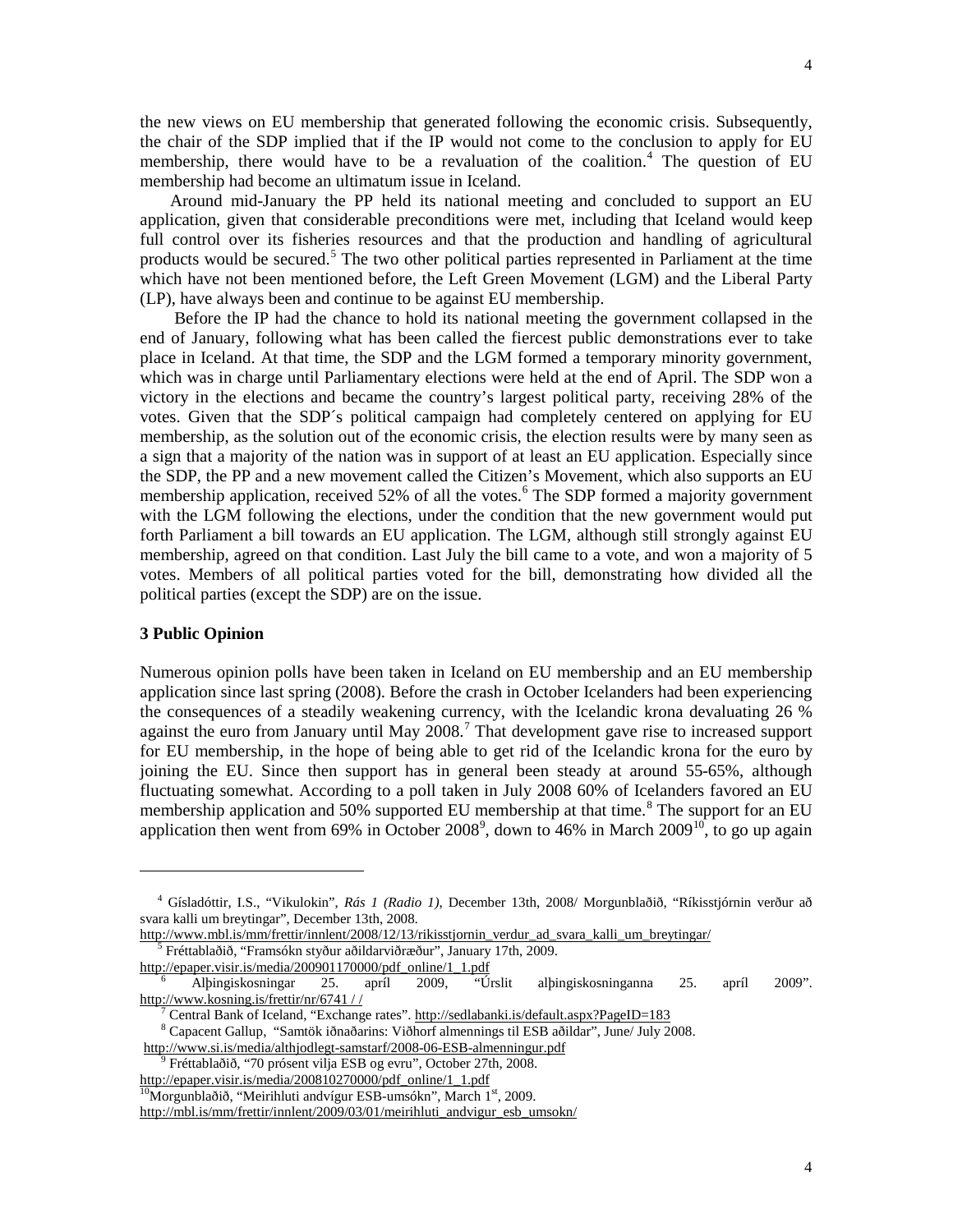the new views on EU membership that generated following the economic crisis. Subsequently, the chair of the SDP implied that if the IP would not come to the conclusion to apply for EU membership, there would have to be a revaluation of the coalition.[4] The question of EU membership had become an ultimatum issue in Iceland.

Around mid-January the PP held its national meeting and concluded to support an EU application, given that considerable preconditions were met, including that Iceland would keep full control over its fisheries resources and that the production and handling of agricultural products would be secured.[5] The two other political parties represented in Parliament at the time which have not been mentioned before, the Left Green Movement (LGM) and the Liberal Party (LP), have always been and continue to be against EU membership.

Before the IP had the chance to hold its national meeting the government collapsed in the end of January, following what has been called the fiercest public demonstrations ever to take place in Iceland. At that time, the SDP and the LGM formed a temporary minority government, which was in charge until Parliamentary elections were held at the end of April. The SDP won a victory in the elections and became the country's largest political party, receiving 28% of the votes. Given that the SDP´s political campaign had completely centered on applying for EU membership, as the solution out of the economic crisis, the election results were by many seen as a sign that a majority of the nation was in support of at least an EU application. Especially since the SDP, the PP and a new movement called the Citizen's Movement, which also supports an EU membership application, received 52% of all the votes.[6] The SDP formed a majority government with the LGM following the elections, under the condition that the new government would put forth Parliament a bill towards an EU application. The LGM, although still strongly against EU membership, agreed on that condition. Last July the bill came to a vote, and won a majority of 5 votes. Members of all political parties voted for the bill, demonstrating how divided all the political parties (except the SDP) are on the issue.

## 3 Public Opinion

Numerous opinion polls have been taken in Iceland on EU membership and an EU membership application since last spring (2008). Before the crash in October Icelanders had been experiencing the consequences of a steadily weakening currency, with the Icelandic krona devaluating 26 % against the euro from January until May 2008.[7] That development gave rise to increased support for EU membership, in the hope of being able to get rid of the Icelandic krona for the euro by joining the EU. Since then support has in general been steady at around 55-65%, although fluctuating somewhat. According to a poll taken in July 2008 60% of Icelanders favored an EU membership application and 50% supported EU membership at that time.[8] The support for an EU application then went from 69% in October 2008[9], down to 46% in March 2009[10], to go up again

---

[4] Gísladóttir, I.S., "Vikulokin", *Rás 1 (Radio 1)*, December 13th, 2008/ Morgunblaðið, "Ríkisstjórnin verður að svara kalli um breytingar", December 13th, 2008.
http://www.mbl.is/mm/frettir/innlent/2008/12/13/rikisstjornin_verdur_ad_svara_kalli_um_breytingar/

[5] Fréttablaðið, "Framsókn styður aðildarviðræður", January 17th, 2009.
http://epaper.visir.is/media/200901170000/pdf_online/1_1.pdf

[6] Alþingiskosningar 25. apríl 2009, "Úrslit alþingiskosninganna 25. apríl 2009". http://www.kosning.is/frettir/nr/6741 / /

[7] Central Bank of Iceland, "Exchange rates". http://sedlabanki.is/default.aspx?PageID=183

[8] Capacent Gallup, "Samtök iðnaðarins: Viðhorf almennings til ESB aðildar", June/ July 2008.
http://www.si.is/media/althjodlegt-samstarf/2008-06-ESB-almenningur.pdf

[9] Fréttablaðið, "70 prósent vilja ESB og evru", October 27th, 2008.
http://epaper.visir.is/media/200810270000/pdf_online/1_1.pdf

[10] Morgunblaðið, "Meirihluti andvígur ESB-umsókn", March 1st, 2009.
http://mbl.is/mm/frettir/innlent/2009/03/01/meirihluti_andvigur_esb_umsokn/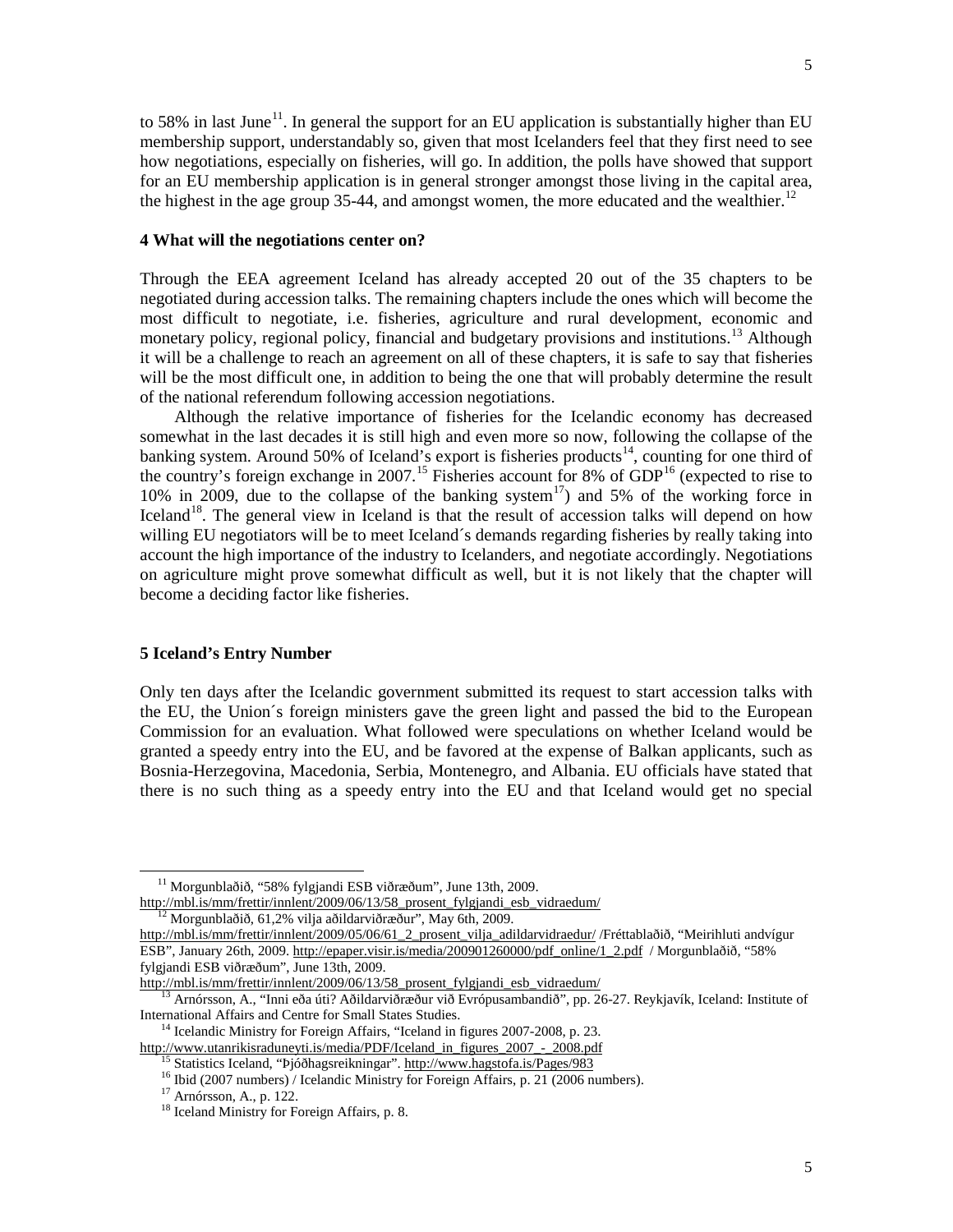to 58% in last June[11]. In general the support for an EU application is substantially higher than EU membership support, understandably so, given that most Icelanders feel that they first need to see how negotiations, especially on fisheries, will go. In addition, the polls have showed that support for an EU membership application is in general stronger amongst those living in the capital area, the highest in the age group 35-44, and amongst women, the more educated and the wealthier.[12]

## 4 What will the negotiations center on?

Through the EEA agreement Iceland has already accepted 20 out of the 35 chapters to be negotiated during accession talks. The remaining chapters include the ones which will become the most difficult to negotiate, i.e. fisheries, agriculture and rural development, economic and monetary policy, regional policy, financial and budgetary provisions and institutions.[13] Although it will be a challenge to reach an agreement on all of these chapters, it is safe to say that fisheries will be the most difficult one, in addition to being the one that will probably determine the result of the national referendum following accession negotiations.

Although the relative importance of fisheries for the Icelandic economy has decreased somewhat in the last decades it is still high and even more so now, following the collapse of the banking system. Around 50% of Iceland's export is fisheries products[14], counting for one third of the country's foreign exchange in 2007.[15] Fisheries account for 8% of GDP[16] (expected to rise to 10% in 2009, due to the collapse of the banking system[17]) and 5% of the working force in Iceland[18]. The general view in Iceland is that the result of accession talks will depend on how willing EU negotiators will be to meet Iceland´s demands regarding fisheries by really taking into account the high importance of the industry to Icelanders, and negotiate accordingly. Negotiations on agriculture might prove somewhat difficult as well, but it is not likely that the chapter will become a deciding factor like fisheries.

## 5 Iceland's Entry Number

Only ten days after the Icelandic government submitted its request to start accession talks with the EU, the Union´s foreign ministers gave the green light and passed the bid to the European Commission for an evaluation. What followed were speculations on whether Iceland would be granted a speedy entry into the EU, and be favored at the expense of Balkan applicants, such as Bosnia-Herzegovina, Macedonia, Serbia, Montenegro, and Albania. EU officials have stated that there is no such thing as a speedy entry into the EU and that Iceland would get no special

---

[11] Morgunblaðið, "58% fylgjandi ESB viðræðum", June 13th, 2009. http://mbl.is/mm/frettir/innlent/2009/06/13/58_prosent_fylgjandi_esb_vidraedum/

[12] Morgunblaðið, 61,2% vilja aðildarviðræður", May 6th, 2009. http://mbl.is/mm/frettir/innlent/2009/05/06/61_2_prosent_vilja_adildarvidraedur/ /Fréttablaðið, "Meirihluti andvígur ESB", January 26th, 2009. http://epaper.visir.is/media/200901260000/pdf_online/1_2.pdf / Morgunblaðið, "58% fylgjandi ESB viðræðum", June 13th, 2009. http://mbl.is/mm/frettir/innlent/2009/06/13/58_prosent_fylgjandi_esb_vidraedum/

[13] Arnórsson, A., "Inni eða úti? Aðildarviðræður við Evrópusambandið", pp. 26-27. Reykjavík, Iceland: Institute of International Affairs and Centre for Small States Studies.

[14] Icelandic Ministry for Foreign Affairs, "Iceland in figures 2007-2008, p. 23. http://www.utanrikisraduneyti.is/media/PDF/Iceland_in_figures_2007_-_2008.pdf

[15] Statistics Iceland, "Þjóðhagsreikningar". http://www.hagstofa.is/Pages/983

[16] Ibid (2007 numbers) / Icelandic Ministry for Foreign Affairs, p. 21 (2006 numbers).

[17] Arnórsson, A., p. 122.

[18] Iceland Ministry for Foreign Affairs, p. 8.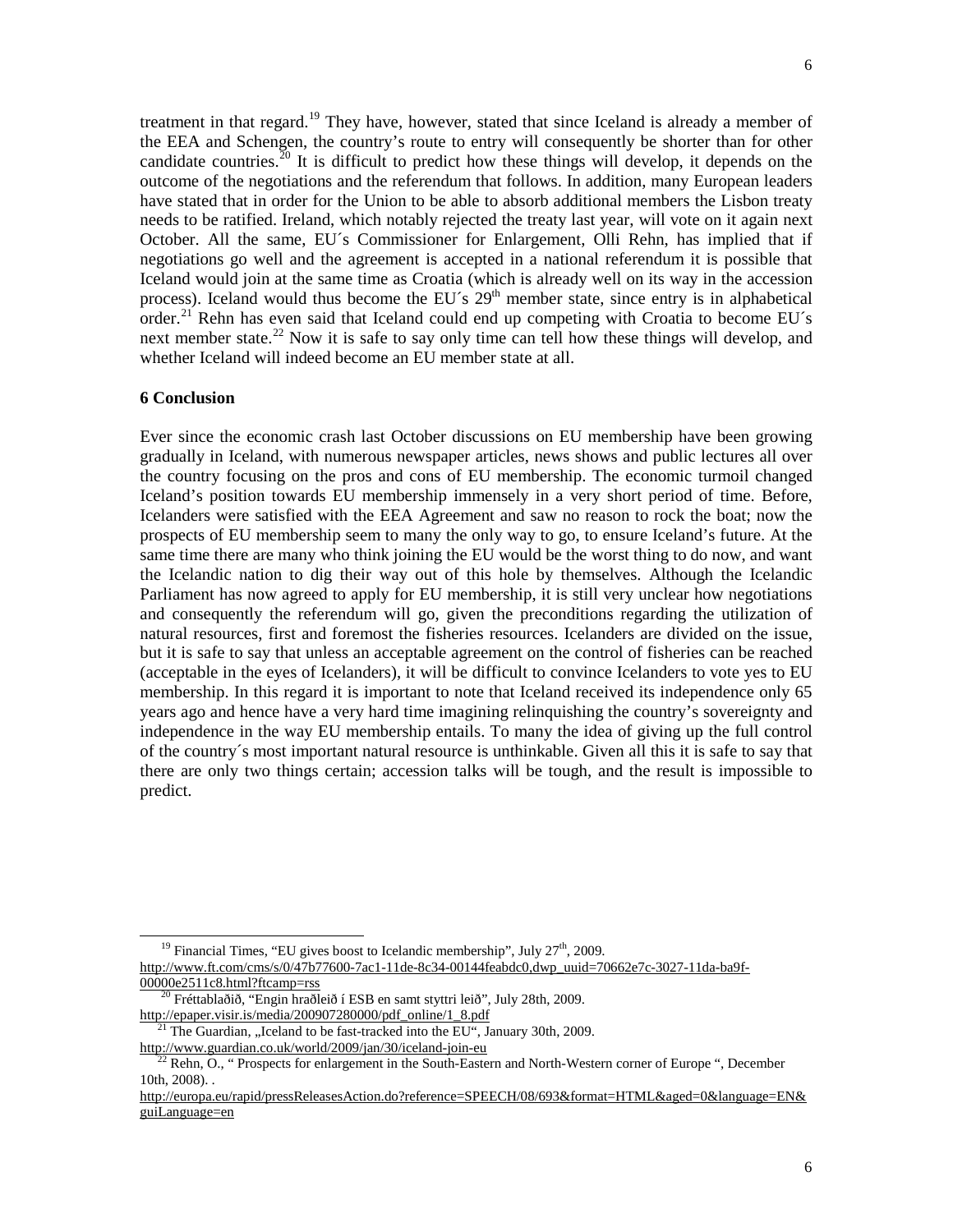treatment in that regard.[19] They have, however, stated that since Iceland is already a member of the EEA and Schengen, the country's route to entry will consequently be shorter than for other candidate countries.[20] It is difficult to predict how these things will develop, it depends on the outcome of the negotiations and the referendum that follows. In addition, many European leaders have stated that in order for the Union to be able to absorb additional members the Lisbon treaty needs to be ratified. Ireland, which notably rejected the treaty last year, will vote on it again next October. All the same, EU´s Commissioner for Enlargement, Olli Rehn, has implied that if negotiations go well and the agreement is accepted in a national referendum it is possible that Iceland would join at the same time as Croatia (which is already well on its way in the accession process). Iceland would thus become the EU´s 29th member state, since entry is in alphabetical order.[21] Rehn has even said that Iceland could end up competing with Croatia to become EU´s next member state.[22] Now it is safe to say only time can tell how these things will develop, and whether Iceland will indeed become an EU member state at all.

**6 Conclusion**

Ever since the economic crash last October discussions on EU membership have been growing gradually in Iceland, with numerous newspaper articles, news shows and public lectures all over the country focusing on the pros and cons of EU membership. The economic turmoil changed Iceland's position towards EU membership immensely in a very short period of time. Before, Icelanders were satisfied with the EEA Agreement and saw no reason to rock the boat; now the prospects of EU membership seem to many the only way to go, to ensure Iceland's future. At the same time there are many who think joining the EU would be the worst thing to do now, and want the Icelandic nation to dig their way out of this hole by themselves. Although the Icelandic Parliament has now agreed to apply for EU membership, it is still very unclear how negotiations and consequently the referendum will go, given the preconditions regarding the utilization of natural resources, first and foremost the fisheries resources. Icelanders are divided on the issue, but it is safe to say that unless an acceptable agreement on the control of fisheries can be reached (acceptable in the eyes of Icelanders), it will be difficult to convince Icelanders to vote yes to EU membership. In this regard it is important to note that Iceland received its independence only 65 years ago and hence have a very hard time imagining relinquishing the country's sovereignty and independence in the way EU membership entails. To many the idea of giving up the full control of the country´s most important natural resource is unthinkable. Given all this it is safe to say that there are only two things certain; accession talks will be tough, and the result is impossible to predict.

---

[19] Financial Times, "EU gives boost to Icelandic membership", July 27th, 2009. http://www.ft.com/cms/s/0/47b77600-7ac1-11de-8c34-00144feabdc0,dwp_uuid=70662e7c-3027-11da-ba9f-00000e2511c8.html?ftcamp=rss

[20] Fréttablaðið, "Engin hraðleið í ESB en samt styttri leið", July 28th, 2009. http://epaper.visir.is/media/200907280000/pdf_online/1_8.pdf

[21] The Guardian, „Iceland to be fast-tracked into the EU", January 30th, 2009. http://www.guardian.co.uk/world/2009/jan/30/iceland-join-eu

[22] Rehn, O., " Prospects for enlargement in the South-Eastern and North-Western corner of Europe ", December 10th, 2008). . http://europa.eu/rapid/pressReleasesAction.do?reference=SPEECH/08/693&format=HTML&aged=0&language=EN&guiLanguage=en